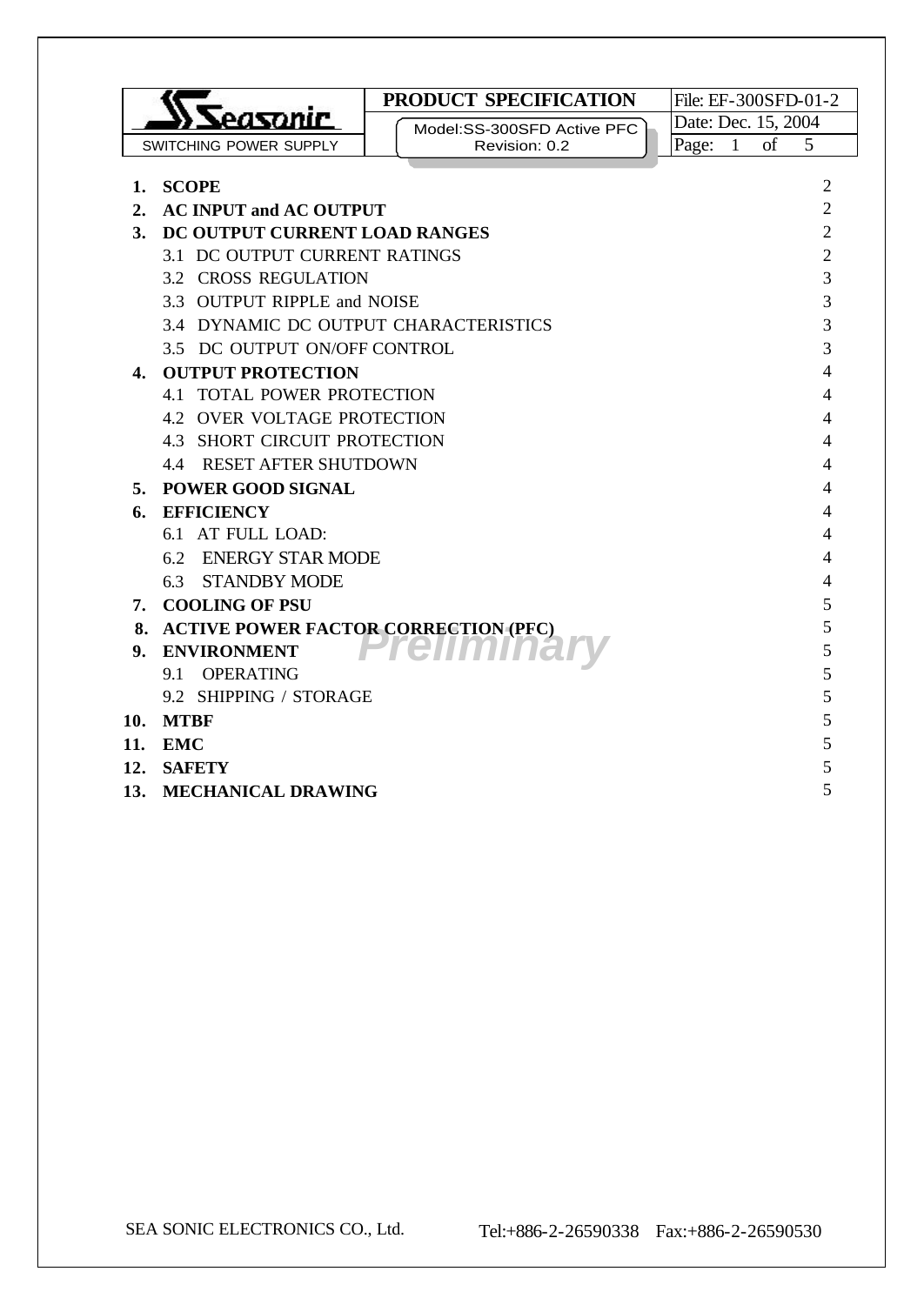| Seasonic SWITCHING POWER SUPPLY | PRODUCT SPECIFICATION | File: EF-300SFD-01-2 |
|---|---|---|
| | Model:SS-300SFD Active PFC | Date: Dec. 15, 2004 |
| | Revision: 0.2 | Page: 1 of 5 |

| | | Page |
|---|---|---|
| **1.** | **SCOPE** | 2 |
| **2.** | **AC INPUT and AC OUTPUT** | 2 |
| **3.** | **DC OUTPUT CURRENT LOAD RANGES** | 2 |
| | 3.1 DC OUTPUT CURRENT RATINGS | 2 |
| | 3.2 CROSS REGULATION | 3 |
| | 3.3 OUTPUT RIPPLE and NOISE | 3 |
| | 3.4 DYNAMIC DC OUTPUT CHARACTERISTICS | 3 |
| | 3.5 DC OUTPUT ON/OFF CONTROL | 3 |
| **4.** | **OUTPUT PROTECTION** | 4 |
| | 4.1 TOTAL POWER PROTECTION | 4 |
| | 4.2 OVER VOLTAGE PROTECTION | 4 |
| | 4.3 SHORT CIRCUIT PROTECTION | 4 |
| | 4.4 RESET AFTER SHUTDOWN | 4 |
| **5.** | **POWER GOOD SIGNAL** | 4 |
| **6.** | **EFFICIENCY** | 4 |
| | 6.1 AT FULL LOAD: | 4 |
| | 6.2 ENERGY STAR MODE | 4 |
| | 6.3 STANDBY MODE | 4 |
| **7.** | **COOLING OF PSU** | 5 |
| **8.** | **ACTIVE POWER FACTOR CORRECTION (PFC)** | 5 |
| **9.** | **ENVIRONMENT** | 5 |
| | 9.1 OPERATING | 5 |
| | 9.2 SHIPPING / STORAGE | 5 |
| **10.** | **MTBF** | 5 |
| **11.** | **EMC** | 5 |
| **12.** | **SAFETY** | 5 |
| **13.** | **MECHANICAL DRAWING** | 5 |

*Preliminary*

SEA SONIC ELECTRONICS CO., Ltd. Tel:+886-2-26590338 Fax:+886-2-26590530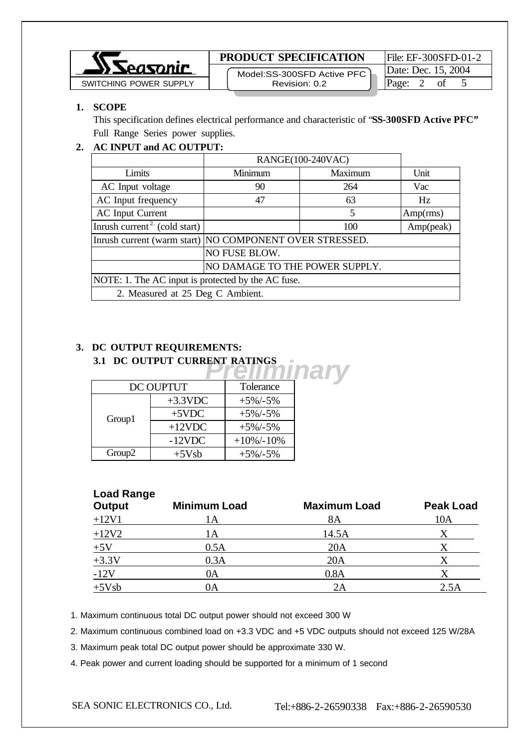## 1. SCOPE

This specification defines electrical performance and characteristic of "**SS-300SFD Active PFC"** Full Range Series power supplies.

## 2. AC INPUT and AC OUTPUT:

| | RANGE(100-240VAC) | | |
|---|---|---|---|
| Limits | Minimum | Maximum | Unit |
| AC Input voltage | 90 | 264 | Vac |
| AC Input frequency | 47 | 63 | Hz |
| AC Input Current | | 5 | Amp(rms) |
| Inrush current [2.] (cold start) | | 100 | Amp(peak) |
| Inrush current (warm start) | NO COMPONENT OVER STRESSED. | | |
| | NO FUSE BLOW. | | |
| | NO DAMAGE TO THE POWER SUPPLY. | | |
| NOTE: 1. The AC input is protected by the AC fuse. | | | |
| 2. Measured at 25 Deg C Ambient. | | | |

## 3. DC OUTPUT REQUIREMENTS:

### 3.1 DC OUTPUT CURRENT RATINGS

Preliminary

| DC OUPTUT | | Tolerance |
|---|---|---|
| Group1 | +3.3VDC | +5%/-5% |
| | +5VDC | +5%/-5% |
| | +12VDC | +5%/-5% |
| | -12VDC | +10%/-10% |
| Group2 | +5Vsb | +5%/-5% |

**Load Range**

| Output | Minimum Load | Maximum Load | Peak Load |
|---|---|---|---|
| +12V1 | 1A | 8A | 10A |
| +12V2 | 1A | 14.5A | X |
| +5V | 0.5A | 20A | X |
| +3.3V | 0.3A | 20A | X |
| -12V | 0A | 0.8A | X |
| +5Vsb | 0A | 2A | 2.5A |

1. Maximum continuous total DC output power should not exceed 300 W
2. Maximum continuous combined load on +3.3 VDC and +5 VDC outputs should not exceed 125 W/28A
3. Maximum peak total DC output power should be approximate 330 W.
4. Peak power and current loading should be supported for a minimum of 1 second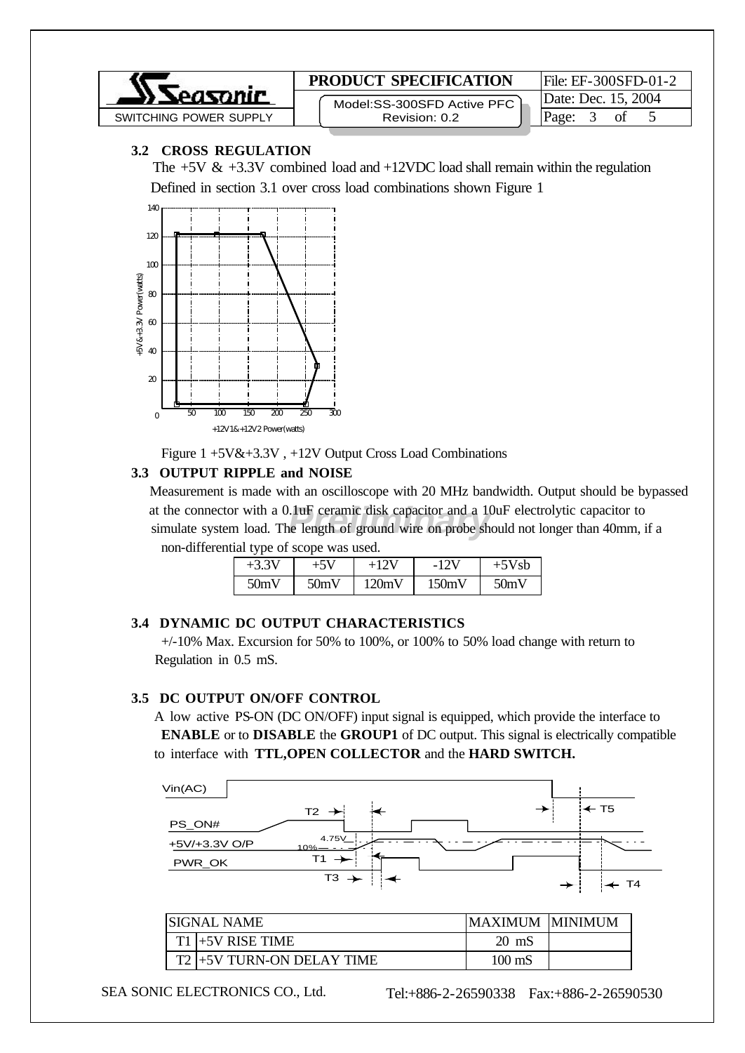### 3.2 CROSS REGULATION

The +5V & +3.3V combined load and +12VDC load shall remain within the regulation Defined in section 3.1 over cross load combinations shown Figure 1

Figure 1 +5V&+3.3V , +12V Output Cross Load Combinations

### 3.3 OUTPUT RIPPLE and NOISE

Measurement is made with an oscilloscope with 20 MHz bandwidth. Output should be bypassed at the connector with a 0.1uF ceramic disk capacitor and a 10uF electrolytic capacitor to simulate system load. The length of ground wire on probe should not longer than 40mm, if a non-differential type of scope was used.

| +3.3V | +5V | +12V | -12V | +5Vsb |
|---|---|---|---|---|
| 50mV | 50mV | 120mV | 150mV | 50mV |

### 3.4 DYNAMIC DC OUTPUT CHARACTERISTICS

+/-10% Max. Excursion for 50% to 100%, or 100% to 50% load change with return to Regulation in 0.5 mS.

### 3.5 DC OUTPUT ON/OFF CONTROL

A low active PS-ON (DC ON/OFF) input signal is equipped, which provide the interface to **ENABLE** or to **DISABLE** the **GROUP1** of DC output. This signal is electrically compatible to interface with **TTL,OPEN COLLECTOR** and the **HARD SWITCH.**

| | SIGNAL NAME | MAXIMUM | MINIMUM |
|---|---|---|---|
| T1 | +5V RISE TIME | 20 mS | |
| T2 | +5V TURN-ON DELAY TIME | 100 mS | |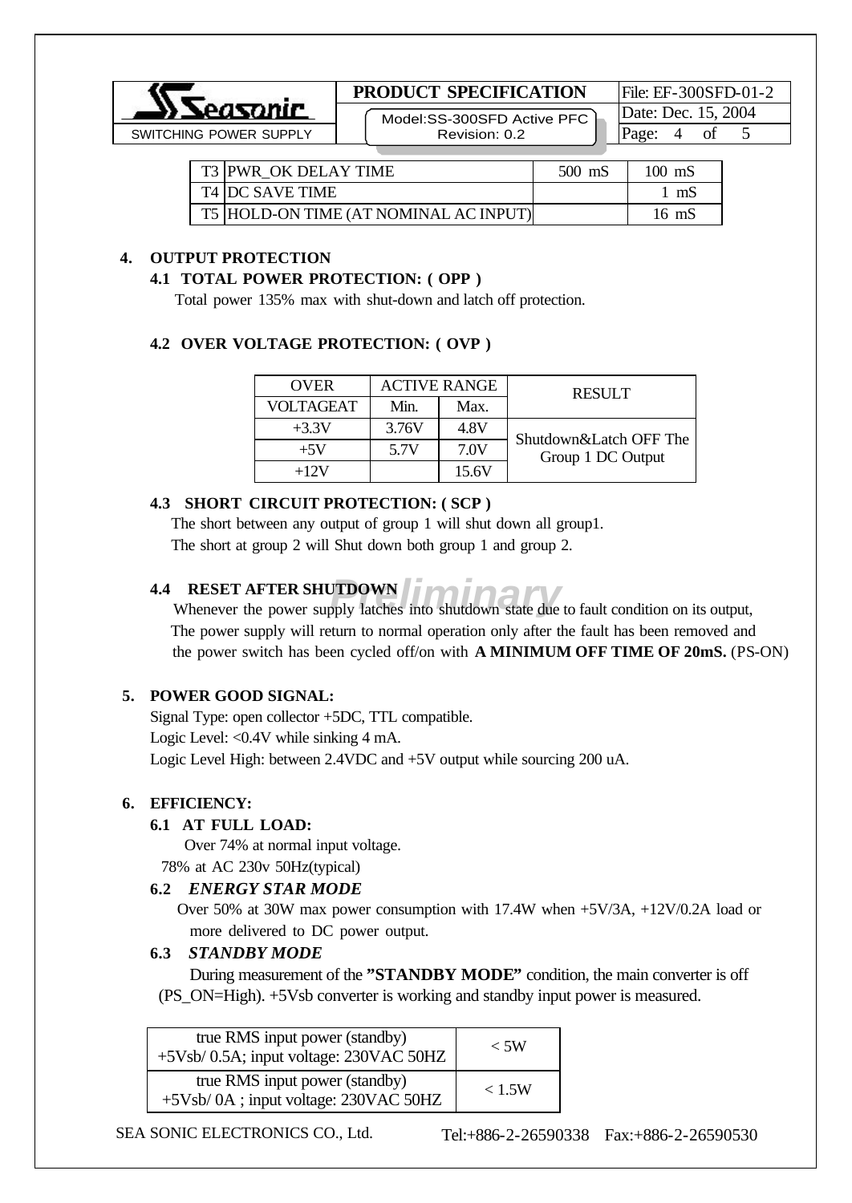|  |  |  |  |
|---|---|---|---|
| T3 | PWR_OK DELAY TIME | 500 mS | 100 mS |
| T4 | DC SAVE TIME | | 1 mS |
| T5 | HOLD-ON TIME (AT NOMINAL AC INPUT) | | 16 mS |

## 4. OUTPUT PROTECTION

### 4.1 TOTAL POWER PROTECTION: ( OPP )

Total power 135% max with shut-down and latch off protection.

### 4.2 OVER VOLTAGE PROTECTION: ( OVP )

| OVER VOLTAGEAT | ACTIVE RANGE | | RESULT |
|---|---|---|---|
| | Min. | Max. | |
| +3.3V | 3.76V | 4.8V | Shutdown&Latch OFF The Group 1 DC Output |
| +5V | 5.7V | 7.0V | |
| +12V | | 15.6V | |

### 4.3 SHORT CIRCUIT PROTECTION: ( SCP )

The short between any output of group 1 will shut down all group1.
The short at group 2 will Shut down both group 1 and group 2.

### 4.4 RESET AFTER SHUTDOWN

Whenever the power supply latches into shutdown state due to fault condition on its output, The power supply will return to normal operation only after the fault has been removed and the power switch has been cycled off/on with **A MINIMUM OFF TIME OF 20mS.** (PS-ON)

## 5. POWER GOOD SIGNAL:

Signal Type: open collector +5DC, TTL compatible.
Logic Level: <0.4V while sinking 4 mA.
Logic Level High: between 2.4VDC and +5V output while sourcing 200 uA.

## 6. EFFICIENCY:

### 6.1 AT FULL LOAD:

Over 74% at normal input voltage.
78% at AC 230v 50Hz(typical)

### 6.2 *ENERGY STAR MODE*

Over 50% at 30W max power consumption with 17.4W when +5V/3A, +12V/0.2A load or more delivered to DC power output.

### 6.3 *STANDBY MODE*

During measurement of the **"STANDBY MODE"** condition, the main converter is off (PS_ON=High). +5Vsb converter is working and standby input power is measured.

| true RMS input power (standby) +5Vsb/ 0.5A; input voltage: 230VAC 50HZ | < 5W |
|---|---|
| true RMS input power (standby) +5Vsb/ 0A ; input voltage: 230VAC 50HZ | < 1.5W |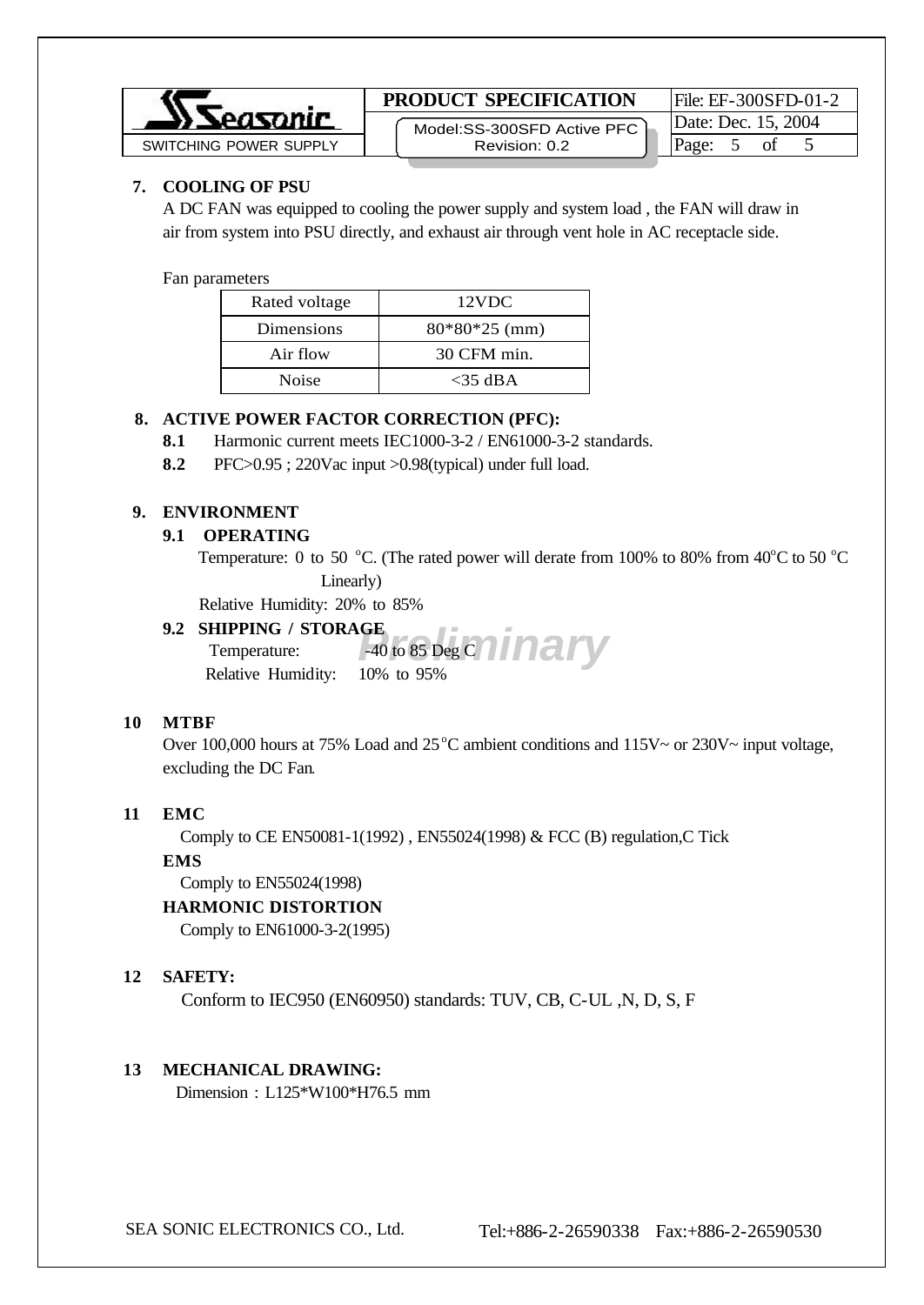## 7. COOLING OF PSU

A DC FAN was equipped to cooling the power supply and system load , the FAN will draw in air from system into PSU directly, and exhaust air through vent hole in AC receptacle side.

Fan parameters

| | |
|---|---|
| Rated voltage | 12VDC |
| Dimensions | 80*80*25 (mm) |
| Air flow | 30 CFM min. |
| Noise | <35 dBA |

## 8. ACTIVE POWER FACTOR CORRECTION (PFC):

**8.1** Harmonic current meets IEC1000-3-2 / EN61000-3-2 standards.

**8.2** PFC>0.95 ; 220Vac input >0.98(typical) under full load.

## 9. ENVIRONMENT

### 9.1 OPERATING

Temperature: 0 to 50 °C. (The rated power will derate from 100% to 80% from 40°C to 50 °C Linearly)

Relative Humidity: 20% to 85%

### 9.2 SHIPPING / STORAGE

Temperature: -40 to 85 Deg C

Relative Humidity: 10% to 95%

Preliminary

## 10 MTBF

Over 100,000 hours at 75% Load and 25°C ambient conditions and 115V~ or 230V~ input voltage, excluding the DC Fan.

## 11 EMC

Comply to CE EN50081-1(1992) , EN55024(1998) & FCC (B) regulation,C Tick

**EMS**

Comply to EN55024(1998)

**HARMONIC DISTORTION**

Comply to EN61000-3-2(1995)

## 12 SAFETY:

Conform to IEC950 (EN60950) standards: TUV, CB, C-UL ,N, D, S, F

## 13 MECHANICAL DRAWING:

Dimension : L125*W100*H76.5 mm